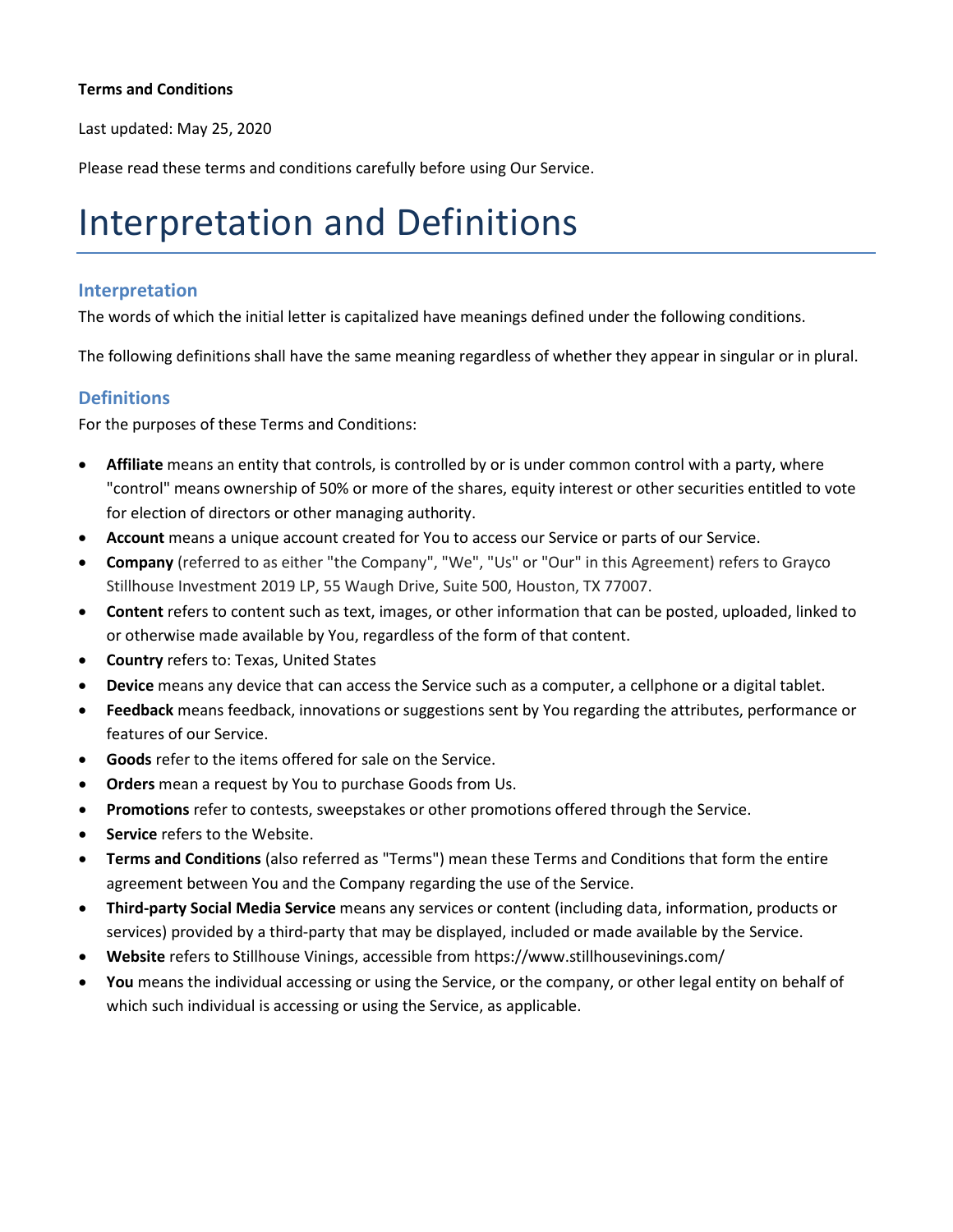**Terms and Conditions**

Last updated: May 25, 2020

Please read these terms and conditions carefully before using Our Service.

# Interpretation and Definitions

## Interpretation

The words of which the initial letter is capitalized have meanings defined under the following conditions.

The following definitions shall have the same meaning regardless of whether they appear in singular or in plural.

## Definitions

For the purposes of these Terms and Conditions:

- **Affiliate** means an entity that controls, is controlled by or is under common control with a party, where "control" means ownership of 50% or more of the shares, equity interest or other securities entitled to vote for election of directors or other managing authority.
- **Account** means a unique account created for You to access our Service or parts of our Service.
- **Company** (referred to as either "the Company", "We", "Us" or "Our" in this Agreement) refers to Grayco Stillhouse Investment 2019 LP, 55 Waugh Drive, Suite 500, Houston, TX 77007.
- **Content** refers to content such as text, images, or other information that can be posted, uploaded, linked to or otherwise made available by You, regardless of the form of that content.
- **Country** refers to: Texas, United States
- **Device** means any device that can access the Service such as a computer, a cellphone or a digital tablet.
- **Feedback** means feedback, innovations or suggestions sent by You regarding the attributes, performance or features of our Service.
- **Goods** refer to the items offered for sale on the Service.
- **Orders** mean a request by You to purchase Goods from Us.
- **Promotions** refer to contests, sweepstakes or other promotions offered through the Service.
- **Service** refers to the Website.
- **Terms and Conditions** (also referred as "Terms") mean these Terms and Conditions that form the entire agreement between You and the Company regarding the use of the Service.
- **Third-party Social Media Service** means any services or content (including data, information, products or services) provided by a third-party that may be displayed, included or made available by the Service.
- **Website** refers to Stillhouse Vinings, accessible from https://www.stillhousevinings.com/
- **You** means the individual accessing or using the Service, or the company, or other legal entity on behalf of which such individual is accessing or using the Service, as applicable.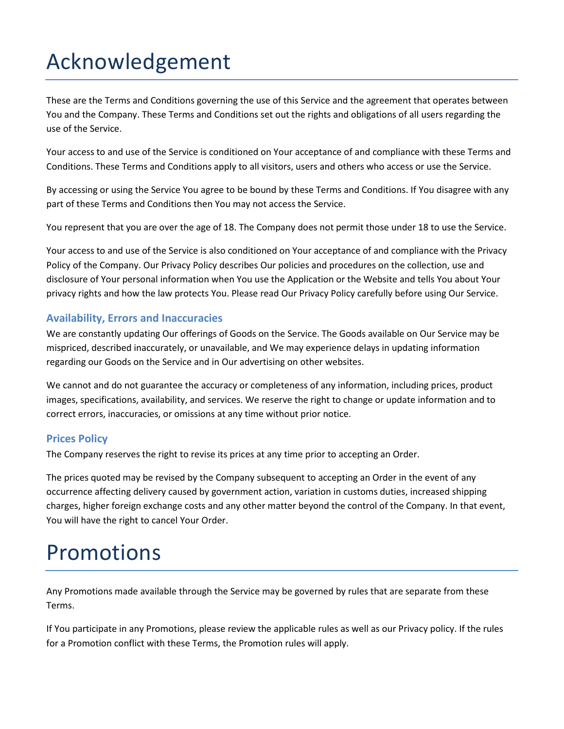# Acknowledgement

These are the Terms and Conditions governing the use of this Service and the agreement that operates between You and the Company. These Terms and Conditions set out the rights and obligations of all users regarding the use of the Service.

Your access to and use of the Service is conditioned on Your acceptance of and compliance with these Terms and Conditions. These Terms and Conditions apply to all visitors, users and others who access or use the Service.

By accessing or using the Service You agree to be bound by these Terms and Conditions. If You disagree with any part of these Terms and Conditions then You may not access the Service.

You represent that you are over the age of 18. The Company does not permit those under 18 to use the Service.

Your access to and use of the Service is also conditioned on Your acceptance of and compliance with the Privacy Policy of the Company. Our Privacy Policy describes Our policies and procedures on the collection, use and disclosure of Your personal information when You use the Application or the Website and tells You about Your privacy rights and how the law protects You. Please read Our Privacy Policy carefully before using Our Service.

### Availability, Errors and Inaccuracies

We are constantly updating Our offerings of Goods on the Service. The Goods available on Our Service may be mispriced, described inaccurately, or unavailable, and We may experience delays in updating information regarding our Goods on the Service and in Our advertising on other websites.

We cannot and do not guarantee the accuracy or completeness of any information, including prices, product images, specifications, availability, and services. We reserve the right to change or update information and to correct errors, inaccuracies, or omissions at any time without prior notice.

### Prices Policy

The Company reserves the right to revise its prices at any time prior to accepting an Order.

The prices quoted may be revised by the Company subsequent to accepting an Order in the event of any occurrence affecting delivery caused by government action, variation in customs duties, increased shipping charges, higher foreign exchange costs and any other matter beyond the control of the Company. In that event, You will have the right to cancel Your Order.

# Promotions

Any Promotions made available through the Service may be governed by rules that are separate from these Terms.

If You participate in any Promotions, please review the applicable rules as well as our Privacy policy. If the rules for a Promotion conflict with these Terms, the Promotion rules will apply.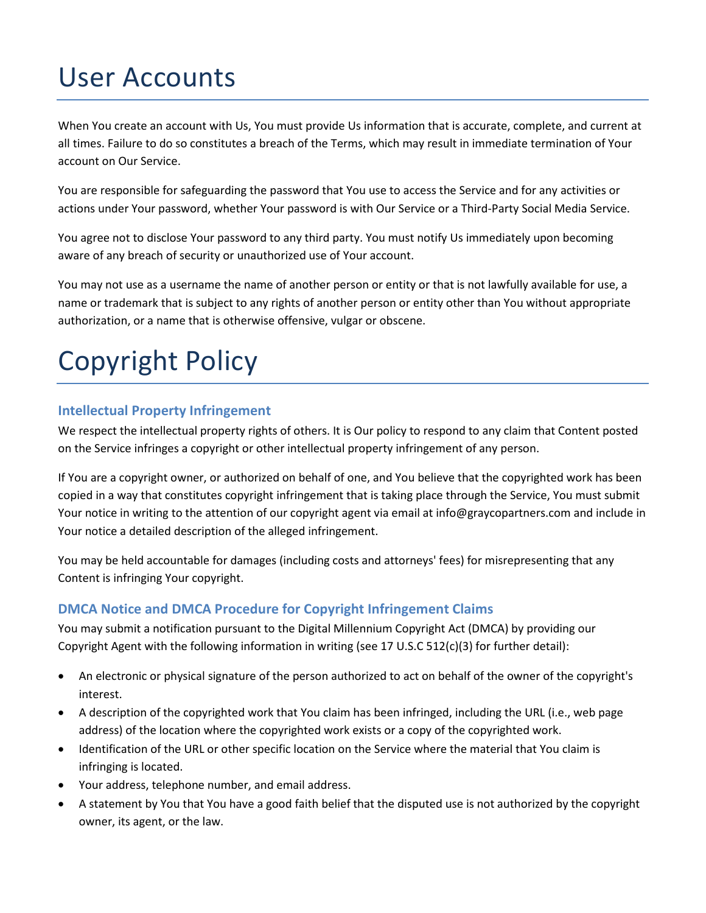# User Accounts

When You create an account with Us, You must provide Us information that is accurate, complete, and current at all times. Failure to do so constitutes a breach of the Terms, which may result in immediate termination of Your account on Our Service.

You are responsible for safeguarding the password that You use to access the Service and for any activities or actions under Your password, whether Your password is with Our Service or a Third-Party Social Media Service.

You agree not to disclose Your password to any third party. You must notify Us immediately upon becoming aware of any breach of security or unauthorized use of Your account.

You may not use as a username the name of another person or entity or that is not lawfully available for use, a name or trademark that is subject to any rights of another person or entity other than You without appropriate authorization, or a name that is otherwise offensive, vulgar or obscene.

# Copyright Policy

### Intellectual Property Infringement

We respect the intellectual property rights of others. It is Our policy to respond to any claim that Content posted on the Service infringes a copyright or other intellectual property infringement of any person.

If You are a copyright owner, or authorized on behalf of one, and You believe that the copyrighted work has been copied in a way that constitutes copyright infringement that is taking place through the Service, You must submit Your notice in writing to the attention of our copyright agent via email at info@graycopartners.com and include in Your notice a detailed description of the alleged infringement.

You may be held accountable for damages (including costs and attorneys' fees) for misrepresenting that any Content is infringing Your copyright.

### DMCA Notice and DMCA Procedure for Copyright Infringement Claims

You may submit a notification pursuant to the Digital Millennium Copyright Act (DMCA) by providing our Copyright Agent with the following information in writing (see 17 U.S.C 512(c)(3) for further detail):

- An electronic or physical signature of the person authorized to act on behalf of the owner of the copyright's interest.
- A description of the copyrighted work that You claim has been infringed, including the URL (i.e., web page address) of the location where the copyrighted work exists or a copy of the copyrighted work.
- Identification of the URL or other specific location on the Service where the material that You claim is infringing is located.
- Your address, telephone number, and email address.
- A statement by You that You have a good faith belief that the disputed use is not authorized by the copyright owner, its agent, or the law.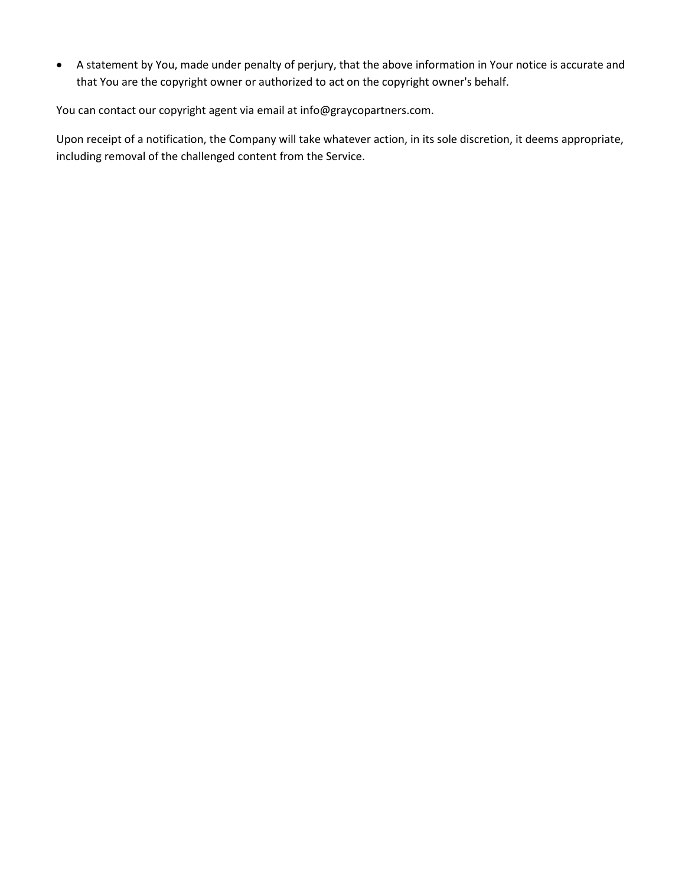- A statement by You, made under penalty of perjury, that the above information in Your notice is accurate and that You are the copyright owner or authorized to act on the copyright owner's behalf.

You can contact our copyright agent via email at info@graycopartners.com.

Upon receipt of a notification, the Company will take whatever action, in its sole discretion, it deems appropriate, including removal of the challenged content from the Service.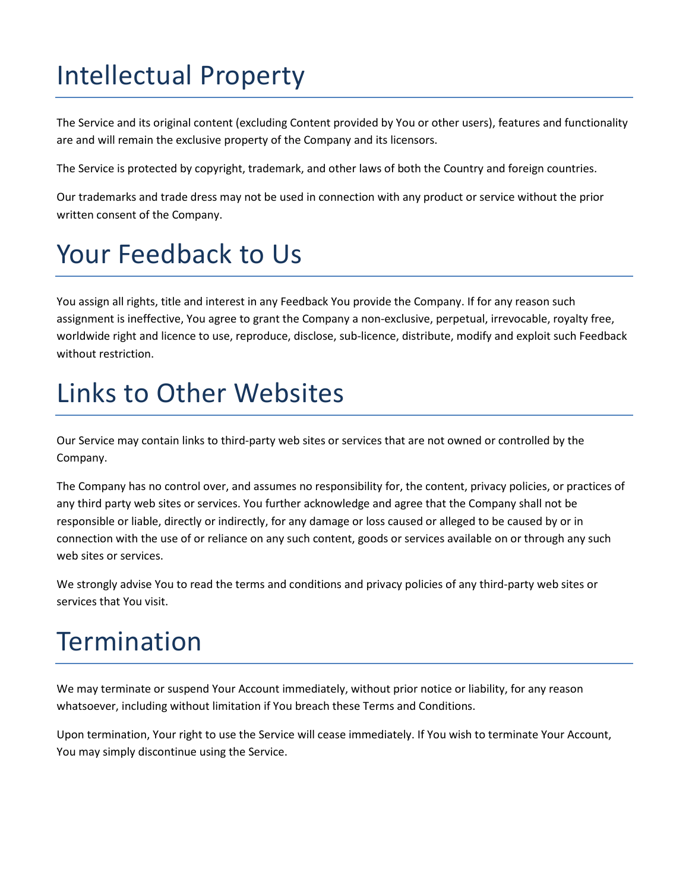# Intellectual Property

The Service and its original content (excluding Content provided by You or other users), features and functionality are and will remain the exclusive property of the Company and its licensors.

The Service is protected by copyright, trademark, and other laws of both the Country and foreign countries.

Our trademarks and trade dress may not be used in connection with any product or service without the prior written consent of the Company.

# Your Feedback to Us

You assign all rights, title and interest in any Feedback You provide the Company. If for any reason such assignment is ineffective, You agree to grant the Company a non-exclusive, perpetual, irrevocable, royalty free, worldwide right and licence to use, reproduce, disclose, sub-licence, distribute, modify and exploit such Feedback without restriction.

# Links to Other Websites

Our Service may contain links to third-party web sites or services that are not owned or controlled by the Company.

The Company has no control over, and assumes no responsibility for, the content, privacy policies, or practices of any third party web sites or services. You further acknowledge and agree that the Company shall not be responsible or liable, directly or indirectly, for any damage or loss caused or alleged to be caused by or in connection with the use of or reliance on any such content, goods or services available on or through any such web sites or services.

We strongly advise You to read the terms and conditions and privacy policies of any third-party web sites or services that You visit.

# Termination

We may terminate or suspend Your Account immediately, without prior notice or liability, for any reason whatsoever, including without limitation if You breach these Terms and Conditions.

Upon termination, Your right to use the Service will cease immediately. If You wish to terminate Your Account, You may simply discontinue using the Service.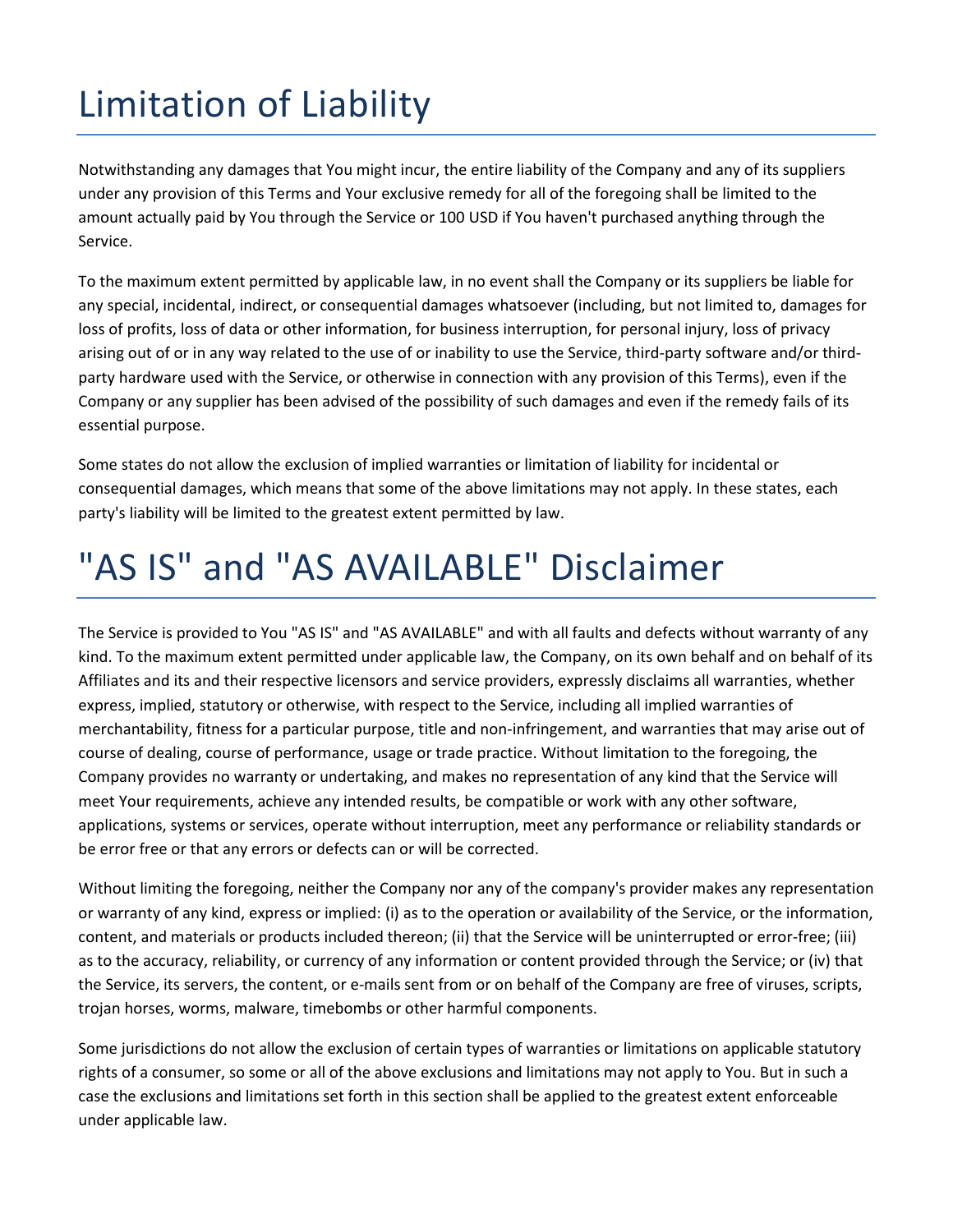# Limitation of Liability

Notwithstanding any damages that You might incur, the entire liability of the Company and any of its suppliers under any provision of this Terms and Your exclusive remedy for all of the foregoing shall be limited to the amount actually paid by You through the Service or 100 USD if You haven't purchased anything through the Service.

To the maximum extent permitted by applicable law, in no event shall the Company or its suppliers be liable for any special, incidental, indirect, or consequential damages whatsoever (including, but not limited to, damages for loss of profits, loss of data or other information, for business interruption, for personal injury, loss of privacy arising out of or in any way related to the use of or inability to use the Service, third-party software and/or third-party hardware used with the Service, or otherwise in connection with any provision of this Terms), even if the Company or any supplier has been advised of the possibility of such damages and even if the remedy fails of its essential purpose.

Some states do not allow the exclusion of implied warranties or limitation of liability for incidental or consequential damages, which means that some of the above limitations may not apply. In these states, each party's liability will be limited to the greatest extent permitted by law.

# "AS IS" and "AS AVAILABLE" Disclaimer

The Service is provided to You "AS IS" and "AS AVAILABLE" and with all faults and defects without warranty of any kind. To the maximum extent permitted under applicable law, the Company, on its own behalf and on behalf of its Affiliates and its and their respective licensors and service providers, expressly disclaims all warranties, whether express, implied, statutory or otherwise, with respect to the Service, including all implied warranties of merchantability, fitness for a particular purpose, title and non-infringement, and warranties that may arise out of course of dealing, course of performance, usage or trade practice. Without limitation to the foregoing, the Company provides no warranty or undertaking, and makes no representation of any kind that the Service will meet Your requirements, achieve any intended results, be compatible or work with any other software, applications, systems or services, operate without interruption, meet any performance or reliability standards or be error free or that any errors or defects can or will be corrected.

Without limiting the foregoing, neither the Company nor any of the company's provider makes any representation or warranty of any kind, express or implied: (i) as to the operation or availability of the Service, or the information, content, and materials or products included thereon; (ii) that the Service will be uninterrupted or error-free; (iii) as to the accuracy, reliability, or currency of any information or content provided through the Service; or (iv) that the Service, its servers, the content, or e-mails sent from or on behalf of the Company are free of viruses, scripts, trojan horses, worms, malware, timebombs or other harmful components.

Some jurisdictions do not allow the exclusion of certain types of warranties or limitations on applicable statutory rights of a consumer, so some or all of the above exclusions and limitations may not apply to You. But in such a case the exclusions and limitations set forth in this section shall be applied to the greatest extent enforceable under applicable law.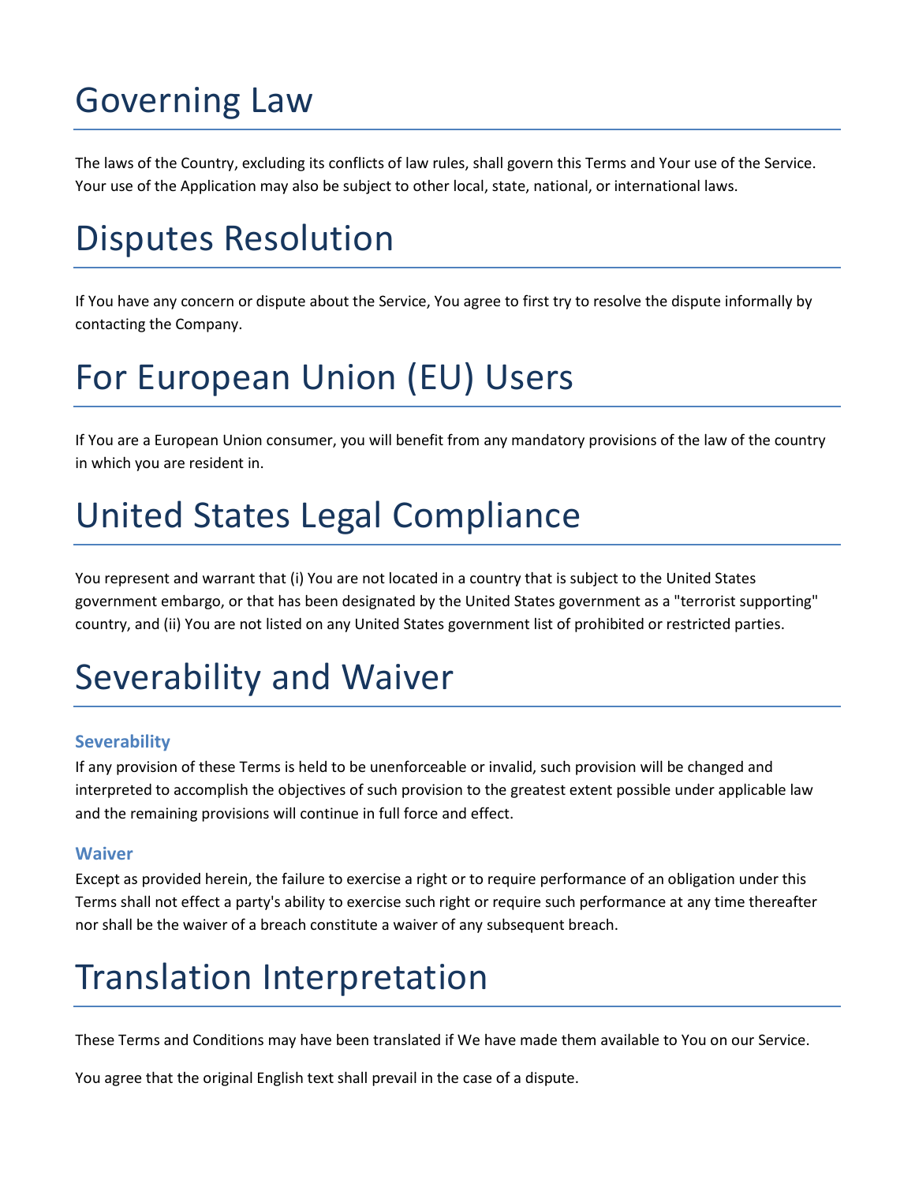# Governing Law

The laws of the Country, excluding its conflicts of law rules, shall govern this Terms and Your use of the Service. Your use of the Application may also be subject to other local, state, national, or international laws.

# Disputes Resolution

If You have any concern or dispute about the Service, You agree to first try to resolve the dispute informally by contacting the Company.

# For European Union (EU) Users

If You are a European Union consumer, you will benefit from any mandatory provisions of the law of the country in which you are resident in.

# United States Legal Compliance

You represent and warrant that (i) You are not located in a country that is subject to the United States government embargo, or that has been designated by the United States government as a "terrorist supporting" country, and (ii) You are not listed on any United States government list of prohibited or restricted parties.

# Severability and Waiver

### Severability

If any provision of these Terms is held to be unenforceable or invalid, such provision will be changed and interpreted to accomplish the objectives of such provision to the greatest extent possible under applicable law and the remaining provisions will continue in full force and effect.

### Waiver

Except as provided herein, the failure to exercise a right or to require performance of an obligation under this Terms shall not effect a party's ability to exercise such right or require such performance at any time thereafter nor shall be the waiver of a breach constitute a waiver of any subsequent breach.

# Translation Interpretation

These Terms and Conditions may have been translated if We have made them available to You on our Service.

You agree that the original English text shall prevail in the case of a dispute.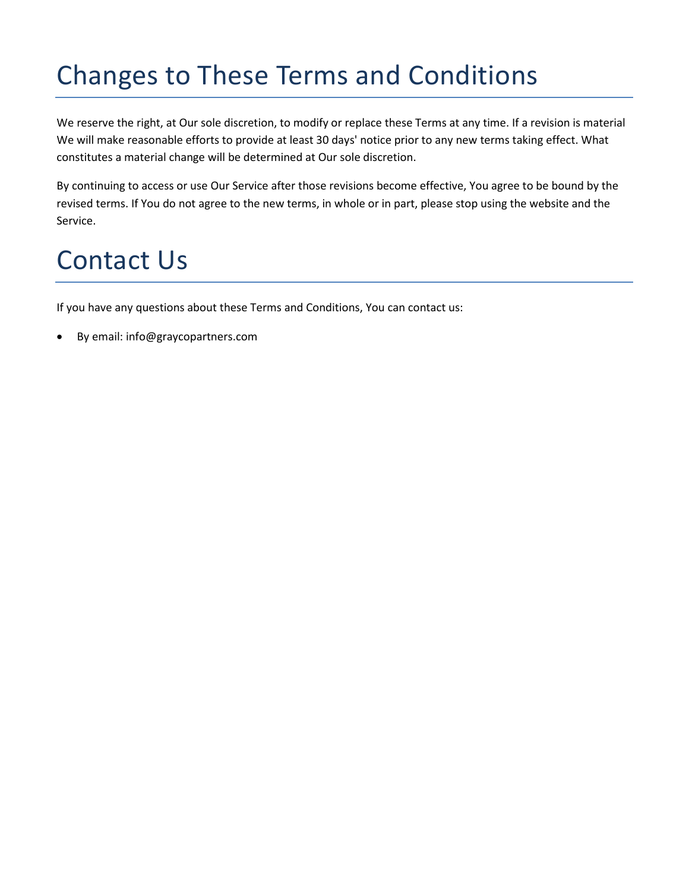# Changes to These Terms and Conditions

We reserve the right, at Our sole discretion, to modify or replace these Terms at any time. If a revision is material We will make reasonable efforts to provide at least 30 days' notice prior to any new terms taking effect. What constitutes a material change will be determined at Our sole discretion.

By continuing to access or use Our Service after those revisions become effective, You agree to be bound by the revised terms. If You do not agree to the new terms, in whole or in part, please stop using the website and the Service.

# Contact Us

If you have any questions about these Terms and Conditions, You can contact us:

- By email: info@graycopartners.com